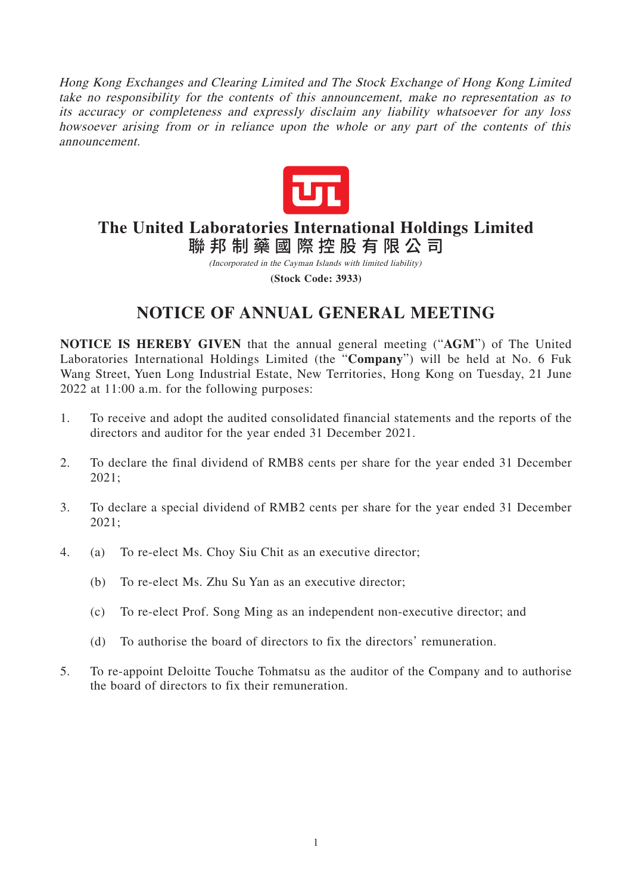*Hong Kong Exchanges and Clearing Limited and The Stock Exchange of Hong Kong Limited take no responsibility for the contents of this announcement, make no representation as to its accuracy or completeness and expressly disclaim any liability whatsoever for any loss howsoever arising from or in reliance upon the whole or any part of the contents of this announcement.*

# The United Laboratories International Holdings Limited
# 聯邦制藥國際控股有限公司

*(Incorporated in the Cayman Islands with limited liability)*

**(Stock Code: 3933)**

## NOTICE OF ANNUAL GENERAL MEETING

**NOTICE IS HEREBY GIVEN** that the annual general meeting ("**AGM**") of The United Laboratories International Holdings Limited (the "**Company**") will be held at No. 6 Fuk Wang Street, Yuen Long Industrial Estate, New Territories, Hong Kong on Tuesday, 21 June 2022 at 11:00 a.m. for the following purposes:

1. To receive and adopt the audited consolidated financial statements and the reports of the directors and auditor for the year ended 31 December 2021.

2. To declare the final dividend of RMB8 cents per share for the year ended 31 December 2021;

3. To declare a special dividend of RMB2 cents per share for the year ended 31 December 2021;

4. (a) To re-elect Ms. Choy Siu Chit as an executive director;

   (b) To re-elect Ms. Zhu Su Yan as an executive director;

   (c) To re-elect Prof. Song Ming as an independent non-executive director; and

   (d) To authorise the board of directors to fix the directors' remuneration.

5. To re-appoint Deloitte Touche Tohmatsu as the auditor of the Company and to authorise the board of directors to fix their remuneration.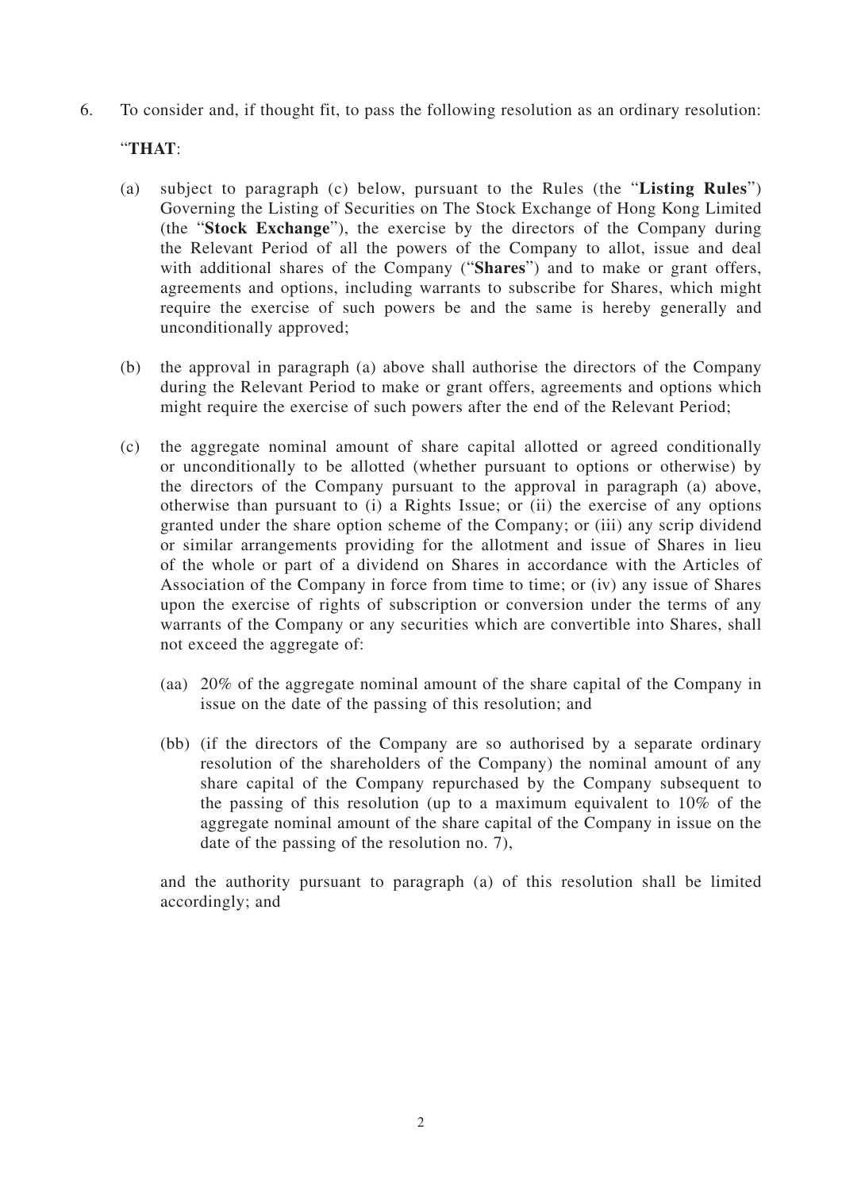6. To consider and, if thought fit, to pass the following resolution as an ordinary resolution:

"**THAT**:

(a) subject to paragraph (c) below, pursuant to the Rules (the "**Listing Rules**") Governing the Listing of Securities on The Stock Exchange of Hong Kong Limited (the "**Stock Exchange**"), the exercise by the directors of the Company during the Relevant Period of all the powers of the Company to allot, issue and deal with additional shares of the Company ("**Shares**") and to make or grant offers, agreements and options, including warrants to subscribe for Shares, which might require the exercise of such powers be and the same is hereby generally and unconditionally approved;

(b) the approval in paragraph (a) above shall authorise the directors of the Company during the Relevant Period to make or grant offers, agreements and options which might require the exercise of such powers after the end of the Relevant Period;

(c) the aggregate nominal amount of share capital allotted or agreed conditionally or unconditionally to be allotted (whether pursuant to options or otherwise) by the directors of the Company pursuant to the approval in paragraph (a) above, otherwise than pursuant to (i) a Rights Issue; or (ii) the exercise of any options granted under the share option scheme of the Company; or (iii) any scrip dividend or similar arrangements providing for the allotment and issue of Shares in lieu of the whole or part of a dividend on Shares in accordance with the Articles of Association of the Company in force from time to time; or (iv) any issue of Shares upon the exercise of rights of subscription or conversion under the terms of any warrants of the Company or any securities which are convertible into Shares, shall not exceed the aggregate of:

    (aa) 20% of the aggregate nominal amount of the share capital of the Company in issue on the date of the passing of this resolution; and

    (bb) (if the directors of the Company are so authorised by a separate ordinary resolution of the shareholders of the Company) the nominal amount of any share capital of the Company repurchased by the Company subsequent to the passing of this resolution (up to a maximum equivalent to 10% of the aggregate nominal amount of the share capital of the Company in issue on the date of the passing of the resolution no. 7),

    and the authority pursuant to paragraph (a) of this resolution shall be limited accordingly; and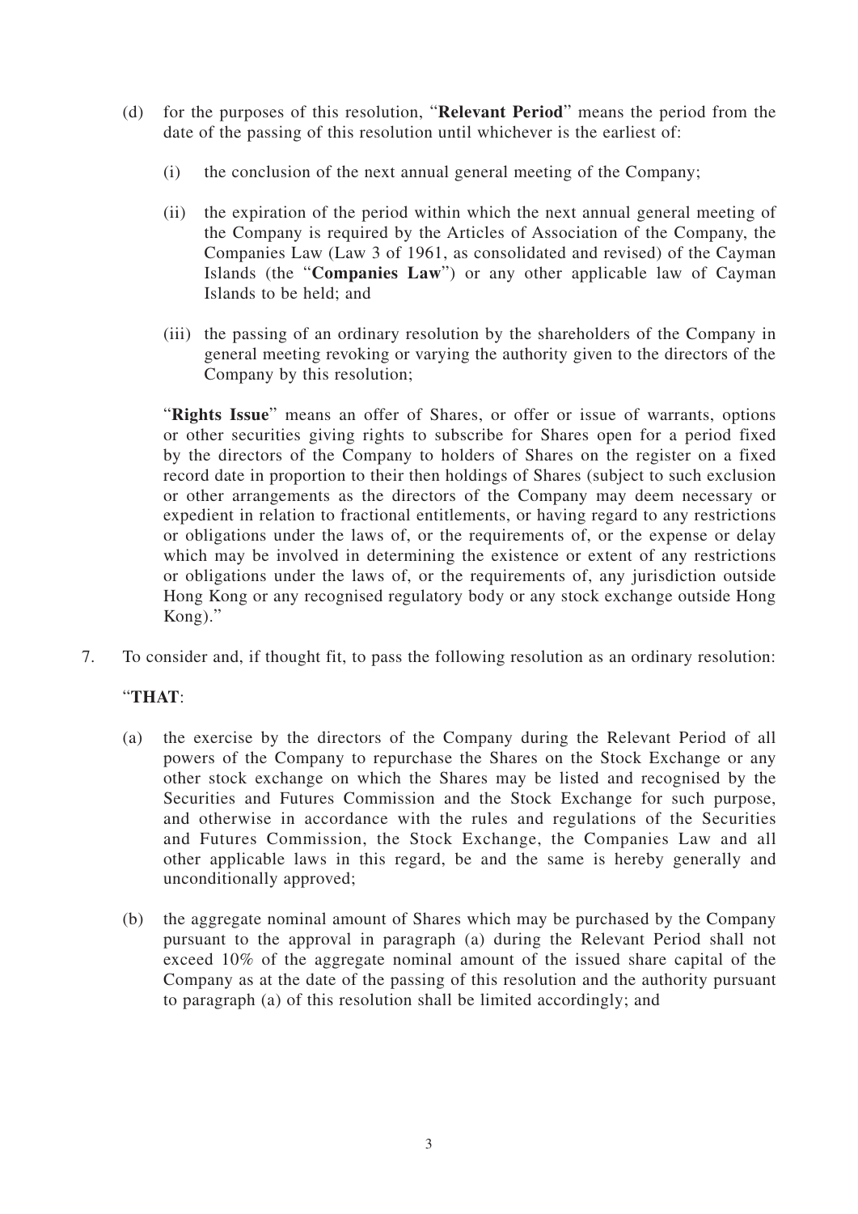(d) for the purposes of this resolution, "**Relevant Period**" means the period from the date of the passing of this resolution until whichever is the earliest of:

(i) the conclusion of the next annual general meeting of the Company;

(ii) the expiration of the period within which the next annual general meeting of the Company is required by the Articles of Association of the Company, the Companies Law (Law 3 of 1961, as consolidated and revised) of the Cayman Islands (the "**Companies Law**") or any other applicable law of Cayman Islands to be held; and

(iii) the passing of an ordinary resolution by the shareholders of the Company in general meeting revoking or varying the authority given to the directors of the Company by this resolution;

"**Rights Issue**" means an offer of Shares, or offer or issue of warrants, options or other securities giving rights to subscribe for Shares open for a period fixed by the directors of the Company to holders of Shares on the register on a fixed record date in proportion to their then holdings of Shares (subject to such exclusion or other arrangements as the directors of the Company may deem necessary or expedient in relation to fractional entitlements, or having regard to any restrictions or obligations under the laws of, or the requirements of, or the expense or delay which may be involved in determining the existence or extent of any restrictions or obligations under the laws of, or the requirements of, any jurisdiction outside Hong Kong or any recognised regulatory body or any stock exchange outside Hong Kong)."

7. To consider and, if thought fit, to pass the following resolution as an ordinary resolution:

"**THAT**:

(a) the exercise by the directors of the Company during the Relevant Period of all powers of the Company to repurchase the Shares on the Stock Exchange or any other stock exchange on which the Shares may be listed and recognised by the Securities and Futures Commission and the Stock Exchange for such purpose, and otherwise in accordance with the rules and regulations of the Securities and Futures Commission, the Stock Exchange, the Companies Law and all other applicable laws in this regard, be and the same is hereby generally and unconditionally approved;

(b) the aggregate nominal amount of Shares which may be purchased by the Company pursuant to the approval in paragraph (a) during the Relevant Period shall not exceed 10% of the aggregate nominal amount of the issued share capital of the Company as at the date of the passing of this resolution and the authority pursuant to paragraph (a) of this resolution shall be limited accordingly; and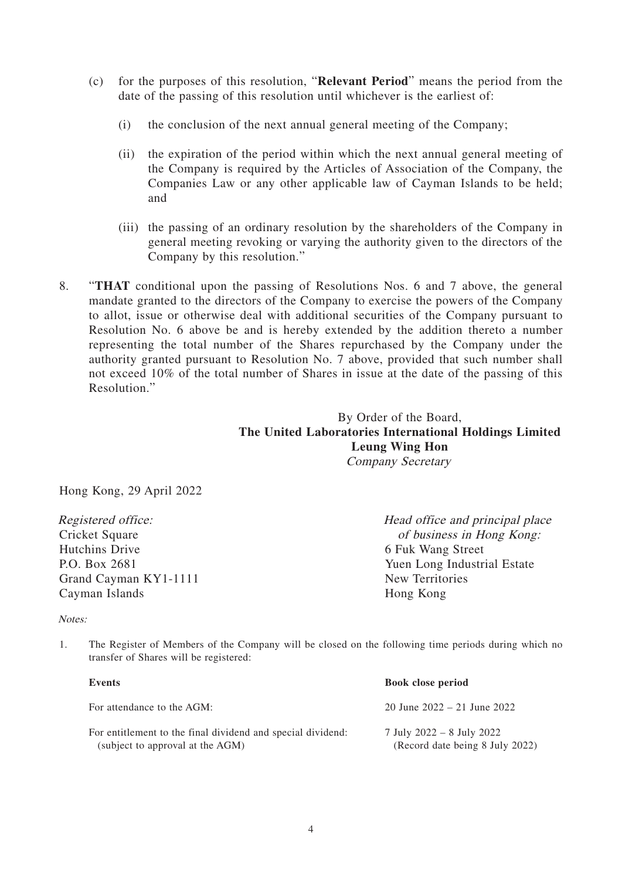(c) for the purposes of this resolution, "**Relevant Period**" means the period from the date of the passing of this resolution until whichever is the earliest of:

(i) the conclusion of the next annual general meeting of the Company;

(ii) the expiration of the period within which the next annual general meeting of the Company is required by the Articles of Association of the Company, the Companies Law or any other applicable law of Cayman Islands to be held; and

(iii) the passing of an ordinary resolution by the shareholders of the Company in general meeting revoking or varying the authority given to the directors of the Company by this resolution."

8. "**THAT** conditional upon the passing of Resolutions Nos. 6 and 7 above, the general mandate granted to the directors of the Company to exercise the powers of the Company to allot, issue or otherwise deal with additional securities of the Company pursuant to Resolution No. 6 above be and is hereby extended by the addition thereto a number representing the total number of the Shares repurchased by the Company under the authority granted pursuant to Resolution No. 7 above, provided that such number shall not exceed 10% of the total number of Shares in issue at the date of the passing of this Resolution."

By Order of the Board,
**The United Laboratories International Holdings Limited**
**Leung Wing Hon**
*Company Secretary*

Hong Kong, 29 April 2022

*Registered office:*
Cricket Square
Hutchins Drive
P.O. Box 2681
Grand Cayman KY1-1111
Cayman Islands

*Head office and principal place of business in Hong Kong:*
6 Fuk Wang Street
Yuen Long Industrial Estate
New Territories
Hong Kong

*Notes:*

1. The Register of Members of the Company will be closed on the following time periods during which no transfer of Shares will be registered:

| **Events** | **Book close period** |
|---|---|
| For attendance to the AGM: | 20 June 2022 – 21 June 2022 |
| For entitlement to the final dividend and special dividend: (subject to approval at the AGM) | 7 July 2022 – 8 July 2022 (Record date being 8 July 2022) |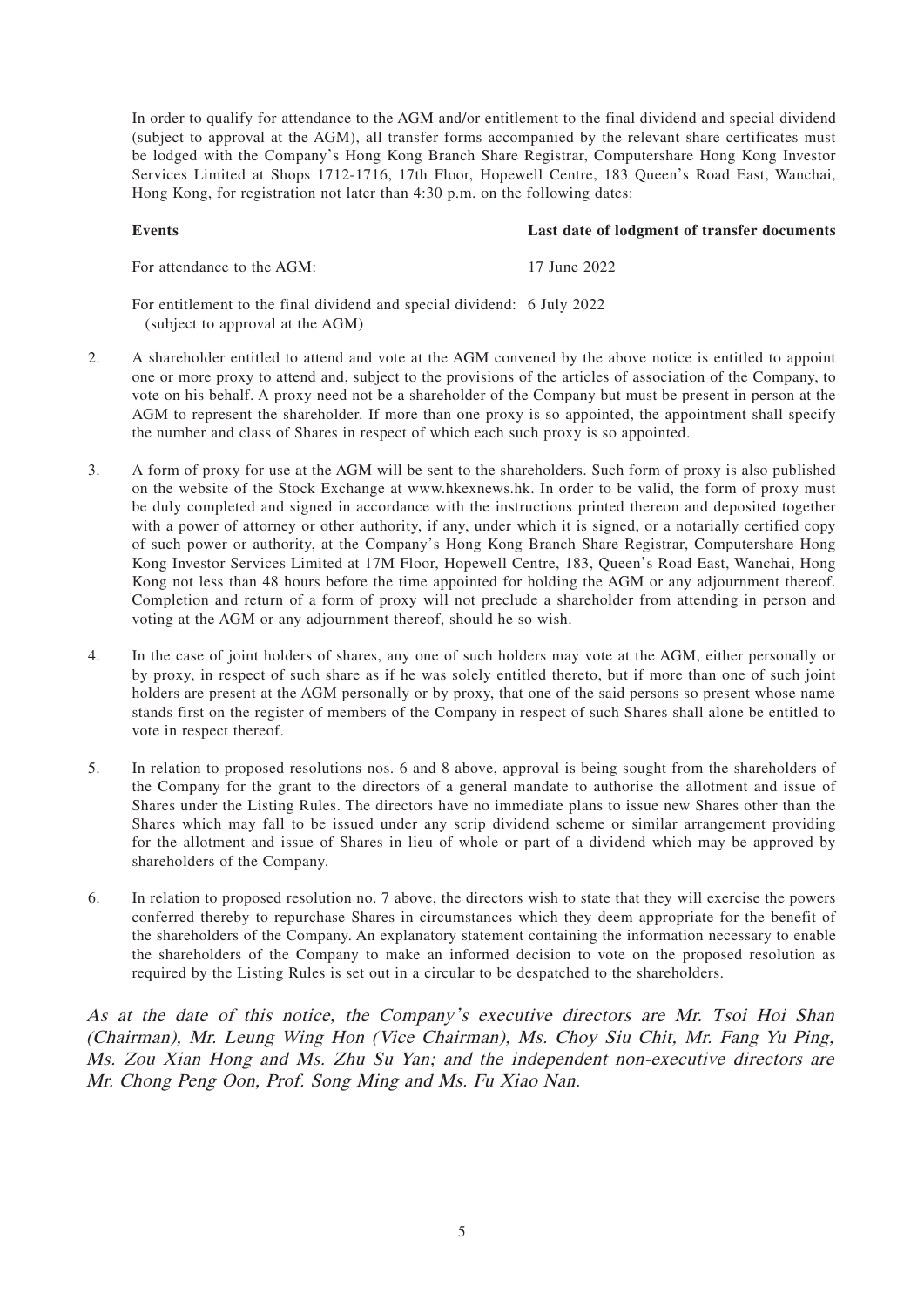In order to qualify for attendance to the AGM and/or entitlement to the final dividend and special dividend (subject to approval at the AGM), all transfer forms accompanied by the relevant share certificates must be lodged with the Company's Hong Kong Branch Share Registrar, Computershare Hong Kong Investor Services Limited at Shops 1712-1716, 17th Floor, Hopewell Centre, 183 Queen's Road East, Wanchai, Hong Kong, for registration not later than 4:30 p.m. on the following dates:

| **Events** | **Last date of lodgment of transfer documents** |
|---|---|
| For attendance to the AGM: | 17 June 2022 |
| For entitlement to the final dividend and special dividend: (subject to approval at the AGM) | 6 July 2022 |

2. A shareholder entitled to attend and vote at the AGM convened by the above notice is entitled to appoint one or more proxy to attend and, subject to the provisions of the articles of association of the Company, to vote on his behalf. A proxy need not be a shareholder of the Company but must be present in person at the AGM to represent the shareholder. If more than one proxy is so appointed, the appointment shall specify the number and class of Shares in respect of which each such proxy is so appointed.

3. A form of proxy for use at the AGM will be sent to the shareholders. Such form of proxy is also published on the website of the Stock Exchange at www.hkexnews.hk. In order to be valid, the form of proxy must be duly completed and signed in accordance with the instructions printed thereon and deposited together with a power of attorney or other authority, if any, under which it is signed, or a notarially certified copy of such power or authority, at the Company's Hong Kong Branch Share Registrar, Computershare Hong Kong Investor Services Limited at 17M Floor, Hopewell Centre, 183, Queen's Road East, Wanchai, Hong Kong not less than 48 hours before the time appointed for holding the AGM or any adjournment thereof. Completion and return of a form of proxy will not preclude a shareholder from attending in person and voting at the AGM or any adjournment thereof, should he so wish.

4. In the case of joint holders of shares, any one of such holders may vote at the AGM, either personally or by proxy, in respect of such share as if he was solely entitled thereto, but if more than one of such joint holders are present at the AGM personally or by proxy, that one of the said persons so present whose name stands first on the register of members of the Company in respect of such Shares shall alone be entitled to vote in respect thereof.

5. In relation to proposed resolutions nos. 6 and 8 above, approval is being sought from the shareholders of the Company for the grant to the directors of a general mandate to authorise the allotment and issue of Shares under the Listing Rules. The directors have no immediate plans to issue new Shares other than the Shares which may fall to be issued under any scrip dividend scheme or similar arrangement providing for the allotment and issue of Shares in lieu of whole or part of a dividend which may be approved by shareholders of the Company.

6. In relation to proposed resolution no. 7 above, the directors wish to state that they will exercise the powers conferred thereby to repurchase Shares in circumstances which they deem appropriate for the benefit of the shareholders of the Company. An explanatory statement containing the information necessary to enable the shareholders of the Company to make an informed decision to vote on the proposed resolution as required by the Listing Rules is set out in a circular to be despatched to the shareholders.

*As at the date of this notice, the Company's executive directors are Mr. Tsoi Hoi Shan (Chairman), Mr. Leung Wing Hon (Vice Chairman), Ms. Choy Siu Chit, Mr. Fang Yu Ping, Ms. Zou Xian Hong and Ms. Zhu Su Yan; and the independent non-executive directors are Mr. Chong Peng Oon, Prof. Song Ming and Ms. Fu Xiao Nan.*